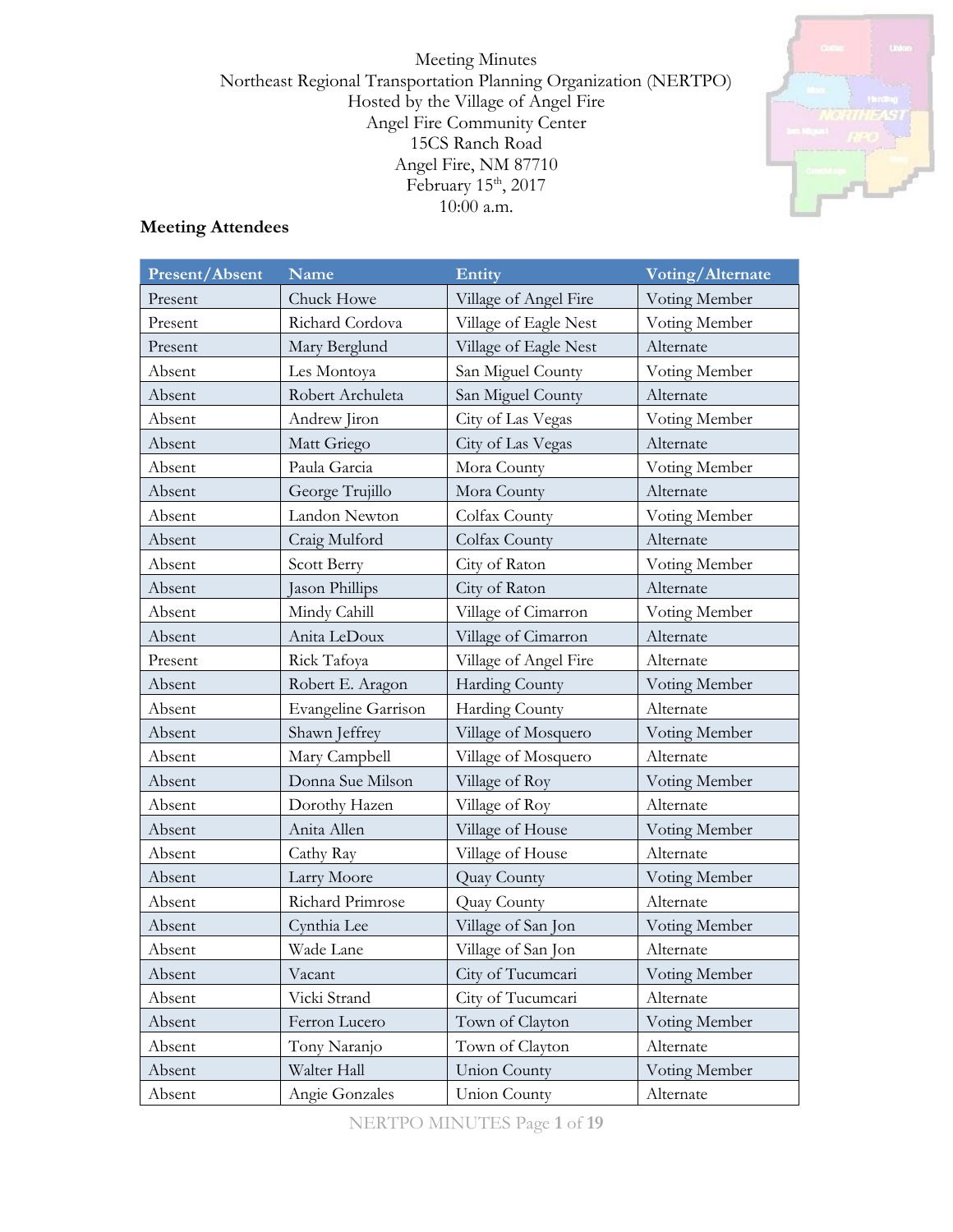Meeting Minutes
Northeast Regional Transportation Planning Organization (NERTPO)
Hosted by the Village of Angel Fire
Angel Fire Community Center
15CS Ranch Road
Angel Fire, NM 87710
February 15th, 2017
10:00 a.m.

## Meeting Attendees

| Present/Absent | Name | Entity | Voting/Alternate |
|---|---|---|---|
| Present | Chuck Howe | Village of Angel Fire | Voting Member |
| Present | Richard Cordova | Village of Eagle Nest | Voting Member |
| Present | Mary Berglund | Village of Eagle Nest | Alternate |
| Absent | Les Montoya | San Miguel County | Voting Member |
| Absent | Robert Archuleta | San Miguel County | Alternate |
| Absent | Andrew Jiron | City of Las Vegas | Voting Member |
| Absent | Matt Griego | City of Las Vegas | Alternate |
| Absent | Paula Garcia | Mora County | Voting Member |
| Absent | George Trujillo | Mora County | Alternate |
| Absent | Landon Newton | Colfax County | Voting Member |
| Absent | Craig Mulford | Colfax County | Alternate |
| Absent | Scott Berry | City of Raton | Voting Member |
| Absent | Jason Phillips | City of Raton | Alternate |
| Absent | Mindy Cahill | Village of Cimarron | Voting Member |
| Absent | Anita LeDoux | Village of Cimarron | Alternate |
| Present | Rick Tafoya | Village of Angel Fire | Alternate |
| Absent | Robert E. Aragon | Harding County | Voting Member |
| Absent | Evangeline Garrison | Harding County | Alternate |
| Absent | Shawn Jeffrey | Village of Mosquero | Voting Member |
| Absent | Mary Campbell | Village of Mosquero | Alternate |
| Absent | Donna Sue Milson | Village of Roy | Voting Member |
| Absent | Dorothy Hazen | Village of Roy | Alternate |
| Absent | Anita Allen | Village of House | Voting Member |
| Absent | Cathy Ray | Village of House | Alternate |
| Absent | Larry Moore | Quay County | Voting Member |
| Absent | Richard Primrose | Quay County | Alternate |
| Absent | Cynthia Lee | Village of San Jon | Voting Member |
| Absent | Wade Lane | Village of San Jon | Alternate |
| Absent | Vacant | City of Tucumcari | Voting Member |
| Absent | Vicki Strand | City of Tucumcari | Alternate |
| Absent | Ferron Lucero | Town of Clayton | Voting Member |
| Absent | Tony Naranjo | Town of Clayton | Alternate |
| Absent | Walter Hall | Union County | Voting Member |
| Absent | Angie Gonzales | Union County | Alternate |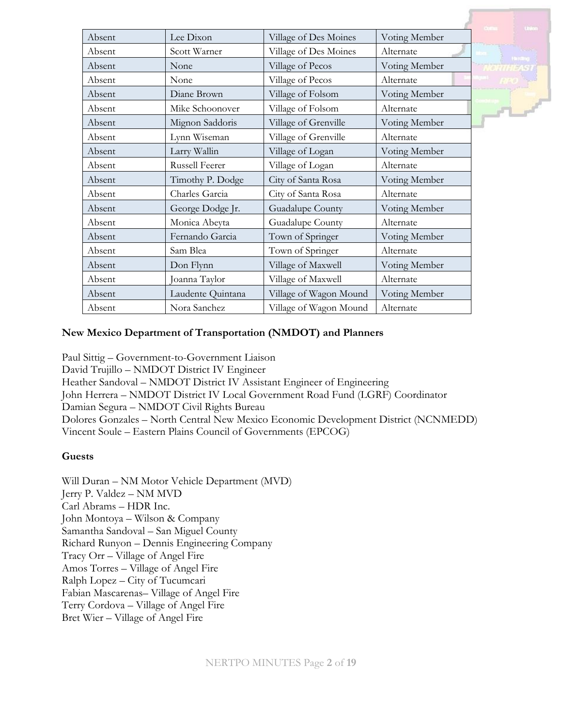| Absent | Lee Dixon | Village of Des Moines | Voting Member |
|---|---|---|---|
| Absent | Scott Warner | Village of Des Moines | Alternate |
| Absent | None | Village of Pecos | Voting Member |
| Absent | None | Village of Pecos | Alternate |
| Absent | Diane Brown | Village of Folsom | Voting Member |
| Absent | Mike Schoonover | Village of Folsom | Alternate |
| Absent | Mignon Saddoris | Village of Grenville | Voting Member |
| Absent | Lynn Wiseman | Village of Grenville | Alternate |
| Absent | Larry Wallin | Village of Logan | Voting Member |
| Absent | Russell Feerer | Village of Logan | Alternate |
| Absent | Timothy P. Dodge | City of Santa Rosa | Voting Member |
| Absent | Charles Garcia | City of Santa Rosa | Alternate |
| Absent | George Dodge Jr. | Guadalupe County | Voting Member |
| Absent | Monica Abeyta | Guadalupe County | Alternate |
| Absent | Fernando Garcia | Town of Springer | Voting Member |
| Absent | Sam Blea | Town of Springer | Alternate |
| Absent | Don Flynn | Village of Maxwell | Voting Member |
| Absent | Joanna Taylor | Village of Maxwell | Alternate |
| Absent | Laudente Quintana | Village of Wagon Mound | Voting Member |
| Absent | Nora Sanchez | Village of Wagon Mound | Alternate |

**New Mexico Department of Transportation (NMDOT) and Planners**

Paul Sittig – Government-to-Government Liaison
David Trujillo – NMDOT District IV Engineer
Heather Sandoval – NMDOT District IV Assistant Engineer of Engineering
John Herrera – NMDOT District IV Local Government Road Fund (LGRF) Coordinator
Damian Segura – NMDOT Civil Rights Bureau
Dolores Gonzales – North Central New Mexico Economic Development District (NCNMEDD)
Vincent Soule – Eastern Plains Council of Governments (EPCOG)

**Guests**

Will Duran – NM Motor Vehicle Department (MVD)
Jerry P. Valdez – NM MVD
Carl Abrams – HDR Inc.
John Montoya – Wilson & Company
Samantha Sandoval – San Miguel County
Richard Runyon – Dennis Engineering Company
Tracy Orr – Village of Angel Fire
Amos Torres – Village of Angel Fire
Ralph Lopez – City of Tucumcari
Fabian Mascarenas– Village of Angel Fire
Terry Cordova – Village of Angel Fire
Bret Wier – Village of Angel Fire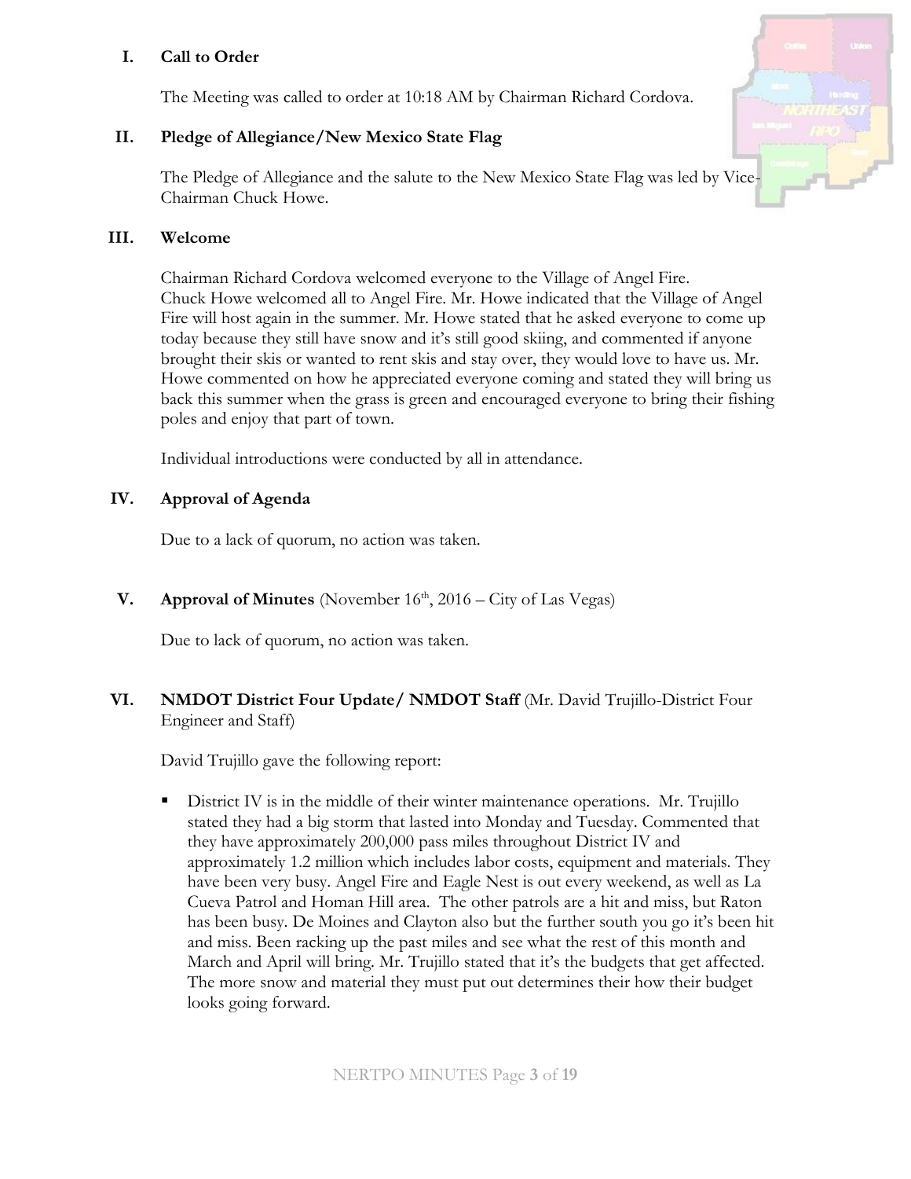## I. Call to Order

The Meeting was called to order at 10:18 AM by Chairman Richard Cordova.

## II. Pledge of Allegiance/New Mexico State Flag

The Pledge of Allegiance and the salute to the New Mexico State Flag was led by Vice-Chairman Chuck Howe.

## III. Welcome

Chairman Richard Cordova welcomed everyone to the Village of Angel Fire.
Chuck Howe welcomed all to Angel Fire. Mr. Howe indicated that the Village of Angel Fire will host again in the summer. Mr. Howe stated that he asked everyone to come up today because they still have snow and it's still good skiing, and commented if anyone brought their skis or wanted to rent skis and stay over, they would love to have us. Mr. Howe commented on how he appreciated everyone coming and stated they will bring us back this summer when the grass is green and encouraged everyone to bring their fishing poles and enjoy that part of town.

Individual introductions were conducted by all in attendance.

## IV. Approval of Agenda

Due to a lack of quorum, no action was taken.

## V. Approval of Minutes (November 16th, 2016 – City of Las Vegas)

Due to lack of quorum, no action was taken.

## VI. NMDOT District Four Update/ NMDOT Staff (Mr. David Trujillo-District Four Engineer and Staff)

David Trujillo gave the following report:

- District IV is in the middle of their winter maintenance operations. Mr. Trujillo stated they had a big storm that lasted into Monday and Tuesday. Commented that they have approximately 200,000 pass miles throughout District IV and approximately 1.2 million which includes labor costs, equipment and materials. They have been very busy. Angel Fire and Eagle Nest is out every weekend, as well as La Cueva Patrol and Homan Hill area. The other patrols are a hit and miss, but Raton has been busy. De Moines and Clayton also but the further south you go it's been hit and miss. Been racking up the past miles and see what the rest of this month and March and April will bring. Mr. Trujillo stated that it's the budgets that get affected. The more snow and material they must put out determines their how their budget looks going forward.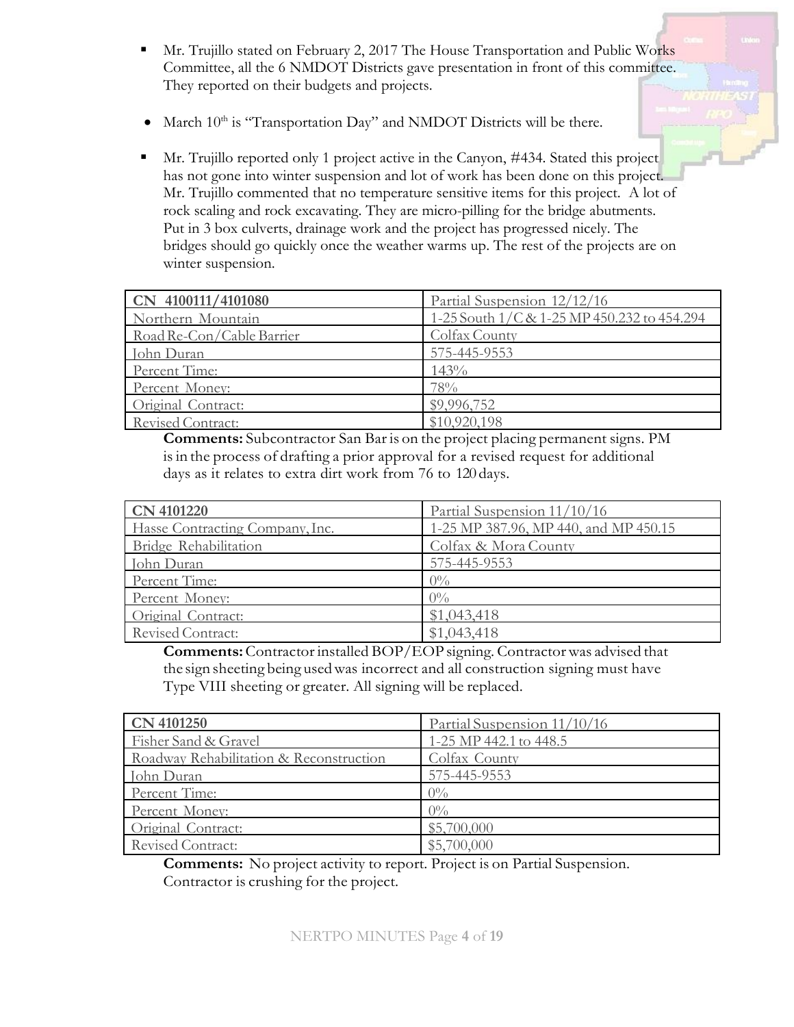- Mr. Trujillo stated on February 2, 2017 The House Transportation and Public Works Committee, all the 6 NMDOT Districts gave presentation in front of this committee. They reported on their budgets and projects.

- March 10th is "Transportation Day" and NMDOT Districts will be there.

- Mr. Trujillo reported only 1 project active in the Canyon, #434. Stated this project has not gone into winter suspension and lot of work has been done on this project. Mr. Trujillo commented that no temperature sensitive items for this project. A lot of rock scaling and rock excavating. They are micro-pilling for the bridge abutments. Put in 3 box culverts, drainage work and the project has progressed nicely. The bridges should go quickly once the weather warms up. The rest of the projects are on winter suspension.

| CN 4100111/4101080 | Partial Suspension 12/12/16 |
|---|---|
| Northern Mountain | 1-25 South 1/C & 1-25 MP 450.232 to 454.294 |
| Road Re-Con/Cable Barrier | Colfax County |
| John Duran | 575-445-9553 |
| Percent Time: | 143% |
| Percent Money: | 78% |
| Original Contract: | $9,996,752 |
| Revised Contract: | $10,920,198 |

**Comments:** Subcontractor San Bar is on the project placing permanent signs. PM is in the process of drafting a prior approval for a revised request for additional days as it relates to extra dirt work from 76 to 120 days.

| CN 4101220 | Partial Suspension 11/10/16 |
|---|---|
| Hasse Contracting Company, Inc. | 1-25 MP 387.96, MP 440, and MP 450.15 |
| Bridge Rehabilitation | Colfax & Mora County |
| John Duran | 575-445-9553 |
| Percent Time: | 0% |
| Percent Money: | 0% |
| Original Contract: | $1,043,418 |
| Revised Contract: | $1,043,418 |

**Comments:** Contractor installed BOP/EOP signing. Contractor was advised that the sign sheeting being used was incorrect and all construction signing must have Type VIII sheeting or greater. All signing will be replaced.

| CN 4101250 | Partial Suspension 11/10/16 |
|---|---|
| Fisher Sand & Gravel | 1-25 MP 442.1 to 448.5 |
| Roadway Rehabilitation & Reconstruction | Colfax County |
| John Duran | 575-445-9553 |
| Percent Time: | 0% |
| Percent Money: | 0% |
| Original Contract: | $5,700,000 |
| Revised Contract: | $5,700,000 |

**Comments:** No project activity to report. Project is on Partial Suspension. Contractor is crushing for the project.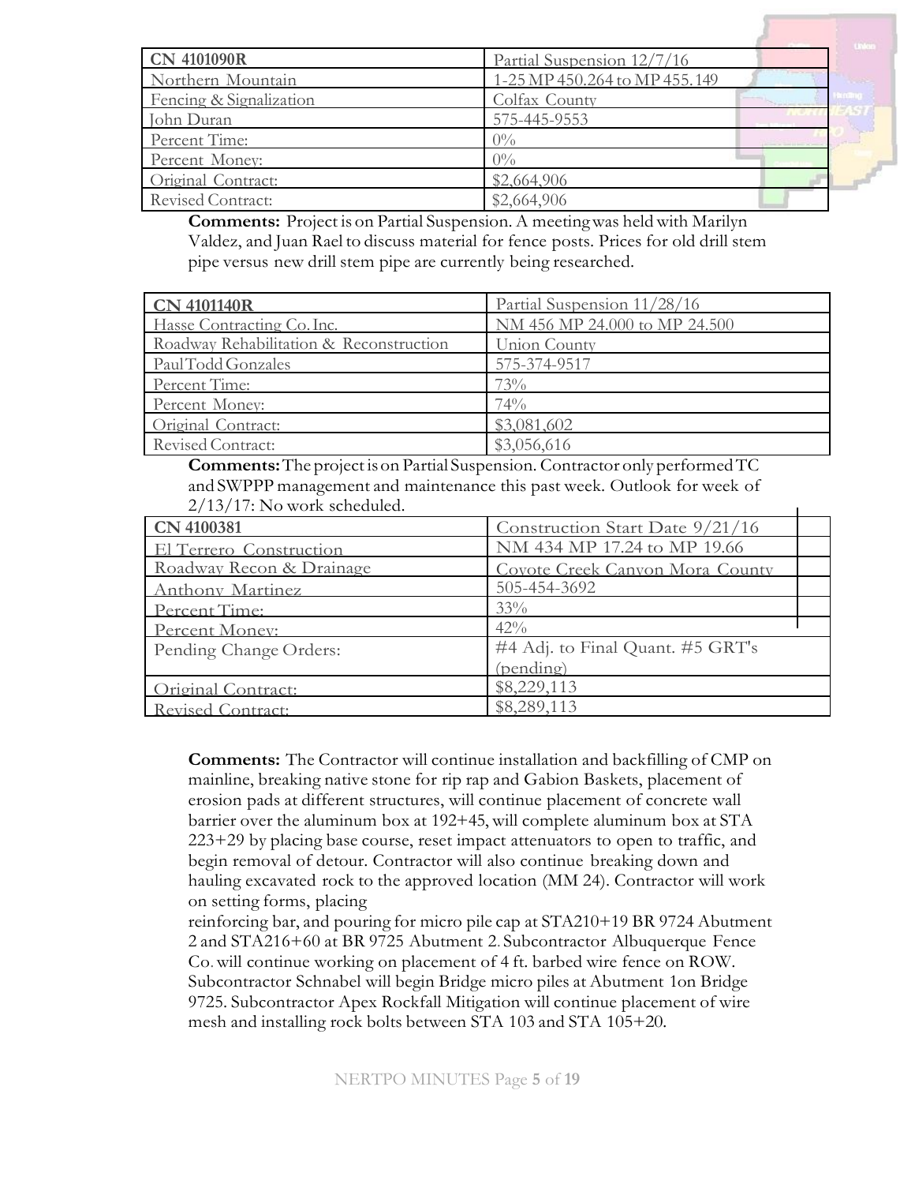| CN 4101090R | Partial Suspension 12/7/16 |
| --- | --- |
| Northern Mountain | I-25 MP 450.264 to MP 455.149 |
| Fencing & Signalization | Colfax County |
| John Duran | 575-445-9553 |
| Percent Time: | 0% |
| Percent Money: | 0% |
| Original Contract: | \$2,664,906 |
| Revised Contract: | \$2,664,906 |

**Comments:** Project is on Partial Suspension. A meeting was held with Marilyn Valdez, and Juan Rael to discuss material for fence posts. Prices for old drill stem pipe versus new drill stem pipe are currently being researched.

| CN 4101140R | Partial Suspension 11/28/16 |
| --- | --- |
| Hasse Contracting Co. Inc. | NM 456 MP 24.000 to MP 24.500 |
| Roadway Rehabilitation & Reconstruction | Union County |
| Paul Todd Gonzales | 575-374-9517 |
| Percent Time: | 73% |
| Percent Money: | 74% |
| Original Contract: | \$3,081,602 |
| Revised Contract: | \$3,056,616 |

**Comments:** The project is on Partial Suspension. Contractor only performed TC and SWPPP management and maintenance this past week. Outlook for week of 2/13/17: No work scheduled.

| CN 4100381 | Construction Start Date 9/21/16 |
| --- | --- |
| El Terrero Construction | NM 434 MP 17.24 to MP 19.66 |
| Roadway Recon & Drainage | Coyote Creek Canyon Mora County |
| Anthony Martinez | 505-454-3692 |
| Percent Time: | 33% |
| Percent Money: | 42% |
| Pending Change Orders: | #4 Adj. to Final Quant. #5 GRT's (pending) |
| Original Contract: | \$8,229,113 |
| Revised Contract: | \$8,289,113 |

**Comments:** The Contractor will continue installation and backfilling of CMP on mainline, breaking native stone for rip rap and Gabion Baskets, placement of erosion pads at different structures, will continue placement of concrete wall barrier over the aluminum box at 192+45, will complete aluminum box at STA 223+29 by placing base course, reset impact attenuators to open to traffic, and begin removal of detour. Contractor will also continue breaking down and hauling excavated rock to the approved location (MM 24). Contractor will work on setting forms, placing reinforcing bar, and pouring for micro pile cap at STA210+19 BR 9724 Abutment 2 and STA216+60 at BR 9725 Abutment 2. Subcontractor Albuquerque Fence Co. will continue working on placement of 4 ft. barbed wire fence on ROW. Subcontractor Schnabel will begin Bridge micro piles at Abutment 1on Bridge 9725. Subcontractor Apex Rockfall Mitigation will continue placement of wire mesh and installing rock bolts between STA 103 and STA 105+20.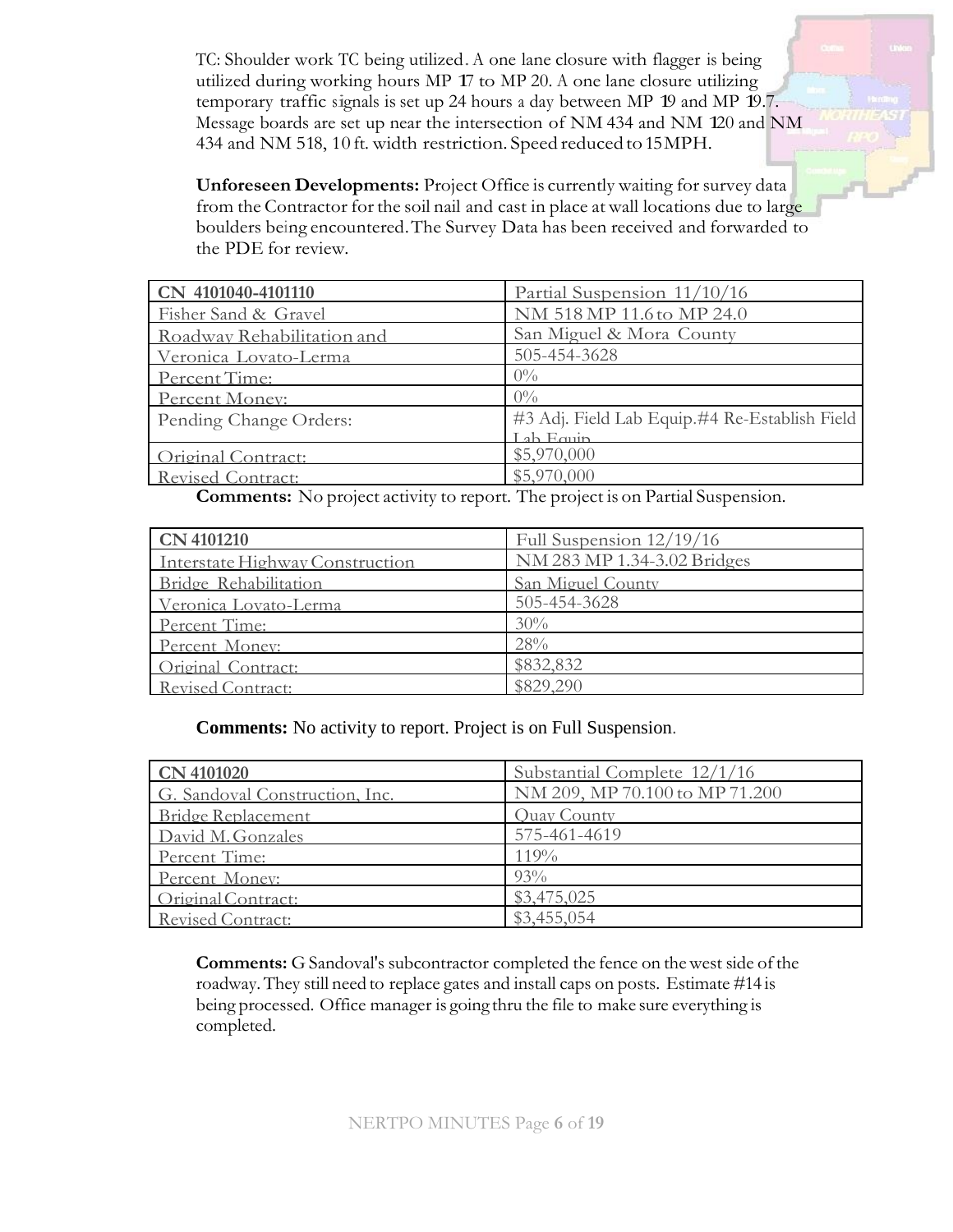TC: Shoulder work TC being utilized. A one lane closure with flagger is being utilized during working hours MP 17 to MP 20. A one lane closure utilizing temporary traffic signals is set up 24 hours a day between MP 19 and MP 19.7. Message boards are set up near the intersection of NM 434 and NM 120 and NM 434 and NM 518, 10 ft. width restriction. Speed reduced to 15 MPH.

**Unforeseen Developments:** Project Office is currently waiting for survey data from the Contractor for the soil nail and cast in place at wall locations due to large boulders being encountered. The Survey Data has been received and forwarded to the PDE for review.

| **CN 4101040-4101110** | Partial Suspension 11/10/16 |
|---|---|
| Fisher Sand & Gravel | NM 518 MP 11.6 to MP 24.0 |
| Roadway Rehabilitation and | San Miguel & Mora County |
| Veronica Lovato-Lerma | 505-454-3628 |
| Percent Time: | 0% |
| Percent Money: | 0% |
| Pending Change Orders: | #3 Adj. Field Lab Equip. #4 Re-Establish Field Lab Equip. |
| Original Contract: | $5,970,000 |
| Revised Contract: | $5,970,000 |

**Comments:** No project activity to report. The project is on Partial Suspension.

| **CN 4101210** | Full Suspension 12/19/16 |
|---|---|
| Interstate Highway Construction | NM 283 MP 1.34-3.02 Bridges |
| Bridge Rehabilitation | San Miguel County |
| Veronica Lovato-Lerma | 505-454-3628 |
| Percent Time: | 30% |
| Percent Money: | 28% |
| Original Contract: | $832,832 |
| Revised Contract: | $829,290 |

**Comments:** No activity to report. Project is on Full Suspension.

| **CN 4101020** | Substantial Complete 12/1/16 |
|---|---|
| G. Sandoval Construction, Inc. | NM 209, MP 70.100 to MP 71.200 |
| Bridge Replacement | Quay County |
| David M. Gonzales | 575-461-4619 |
| Percent Time: | 119% |
| Percent Money: | 93% |
| Original Contract: | $3,475,025 |
| Revised Contract: | $3,455,054 |

**Comments:** G Sandoval's subcontractor completed the fence on the west side of the roadway. They still need to replace gates and install caps on posts. Estimate #14 is being processed. Office manager is going thru the file to make sure everything is completed.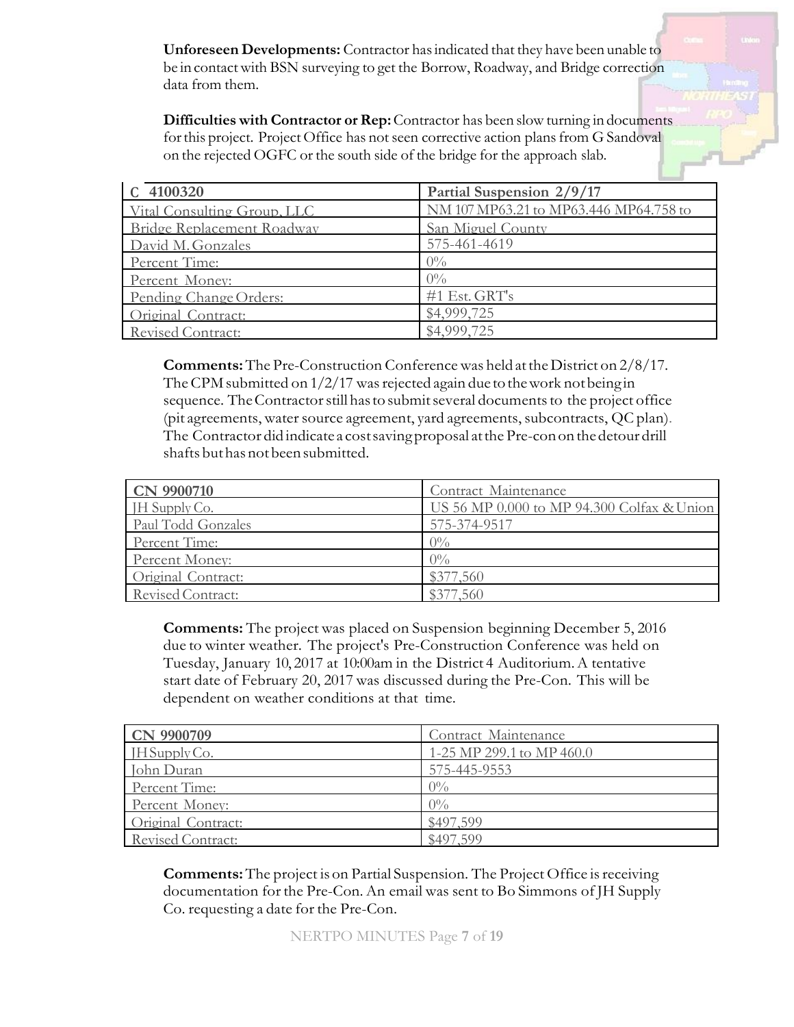**Unforeseen Developments:** Contractor has indicated that they have been unable to be in contact with BSN surveying to get the Borrow, Roadway, and Bridge correction data from them.

**Difficulties with Contractor or Rep:** Contractor has been slow turning in documents for this project. Project Office has not seen corrective action plans from G Sandoval on the rejected OGFC or the south side of the bridge for the approach slab.

| C 4100320 | Partial Suspension 2/9/17 |
|---|---|
| Vital Consulting Group, LLC | NM 107 MP63.21 to MP63.446 MP64.758 to |
| Bridge Replacement Roadway | San Miguel County |
| David M. Gonzales | 575-461-4619 |
| Percent Time: | 0% |
| Percent Money: | 0% |
| Pending Change Orders: | #1 Est. GRT's |
| Original Contract: | $4,999,725 |
| Revised Contract: | $4,999,725 |

**Comments:** The Pre-Construction Conference was held at the District on 2/8/17. The CPM submitted on 1/2/17 was rejected again due to the work not being in sequence. The Contractor still has to submit several documents to the project office (pit agreements, water source agreement, yard agreements, subcontracts, QC plan). The Contractor did indicate a cost saving proposal at the Pre-con on the detour drill shafts but has not been submitted.

| CN 9900710 | Contract Maintenance |
|---|---|
| JH Supply Co. | US 56 MP 0.000 to MP 94.300 Colfax & Union |
| Paul Todd Gonzales | 575-374-9517 |
| Percent Time: | 0% |
| Percent Money: | 0% |
| Original Contract: | $377,560 |
| Revised Contract: | $377,560 |

**Comments:** The project was placed on Suspension beginning December 5, 2016 due to winter weather. The project's Pre-Construction Conference was held on Tuesday, January 10, 2017 at 10:00am in the District 4 Auditorium. A tentative start date of February 20, 2017 was discussed during the Pre-Con. This will be dependent on weather conditions at that time.

| CN 9900709 | Contract Maintenance |
|---|---|
| JH Supply Co. | 1-25 MP 299.1 to MP 460.0 |
| John Duran | 575-445-9553 |
| Percent Time: | 0% |
| Percent Money: | 0% |
| Original Contract: | $497,599 |
| Revised Contract: | $497,599 |

**Comments:** The project is on Partial Suspension. The Project Office is receiving documentation for the Pre-Con. An email was sent to Bo Simmons of JH Supply Co. requesting a date for the Pre-Con.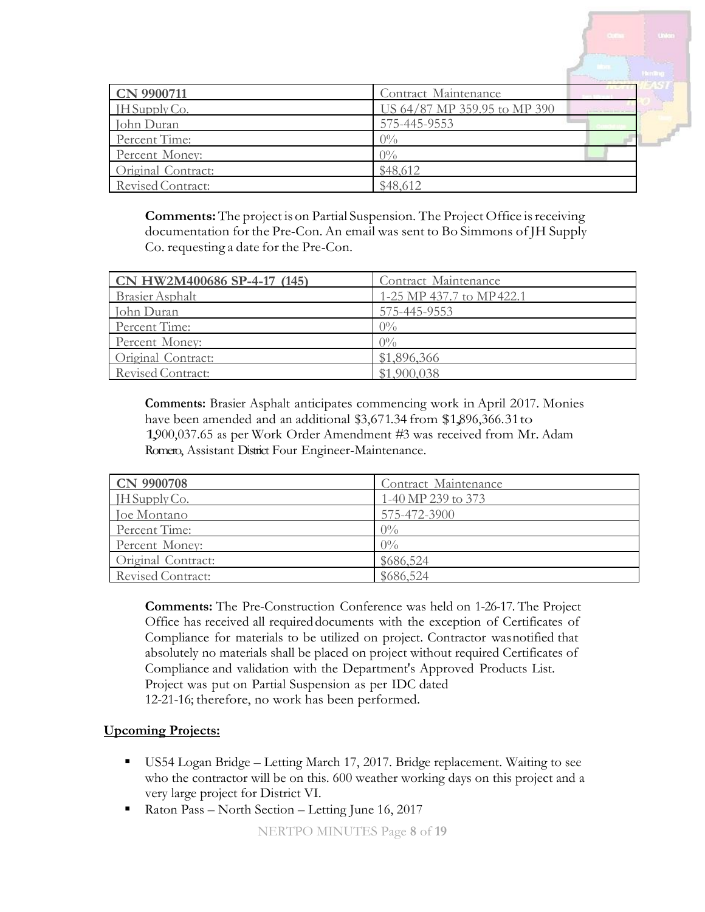| CN 9900711 | Contract Maintenance |
|---|---|
| JH Supply Co. | US 64/87 MP 359.95 to MP 390 |
| John Duran | 575-445-9553 |
| Percent Time: | 0% |
| Percent Money: | 0% |
| Original Contract: | $48,612 |
| Revised Contract: | $48,612 |

**Comments:** The project is on Partial Suspension. The Project Office is receiving documentation for the Pre-Con. An email was sent to Bo Simmons of JH Supply Co. requesting a date for the Pre-Con.

| CN HW2M400686 SP-4-17 (145) | Contract Maintenance |
|---|---|
| Brasier Asphalt | 1-25 MP 437.7 to MP 422.1 |
| John Duran | 575-445-9553 |
| Percent Time: | 0% |
| Percent Money: | 0% |
| Original Contract: | $1,896,366 |
| Revised Contract: | $1,900,038 |

**Comments:** Brasier Asphalt anticipates commencing work in April 2017. Monies have been amended and an additional $3,671.34 from $1,896,366.31 to 1,900,037.65 as per Work Order Amendment #3 was received from Mr. Adam Romero, Assistant District Four Engineer-Maintenance.

| CN 9900708 | Contract Maintenance |
|---|---|
| JH Supply Co. | 1-40 MP 239 to 373 |
| Joe Montano | 575-472-3900 |
| Percent Time: | 0% |
| Percent Money: | 0% |
| Original Contract: | $686,524 |
| Revised Contract: | $686,524 |

**Comments:** The Pre-Construction Conference was held on 1-26-17. The Project Office has received all required documents with the exception of Certificates of Compliance for materials to be utilized on project. Contractor was notified that absolutely no materials shall be placed on project without required Certificates of Compliance and validation with the Department's Approved Products List. Project was put on Partial Suspension as per IDC dated 12-21-16; therefore, no work has been performed.

**Upcoming Projects:**

- US54 Logan Bridge – Letting March 17, 2017. Bridge replacement. Waiting to see who the contractor will be on this. 600 weather working days on this project and a very large project for District VI.
- Raton Pass – North Section – Letting June 16, 2017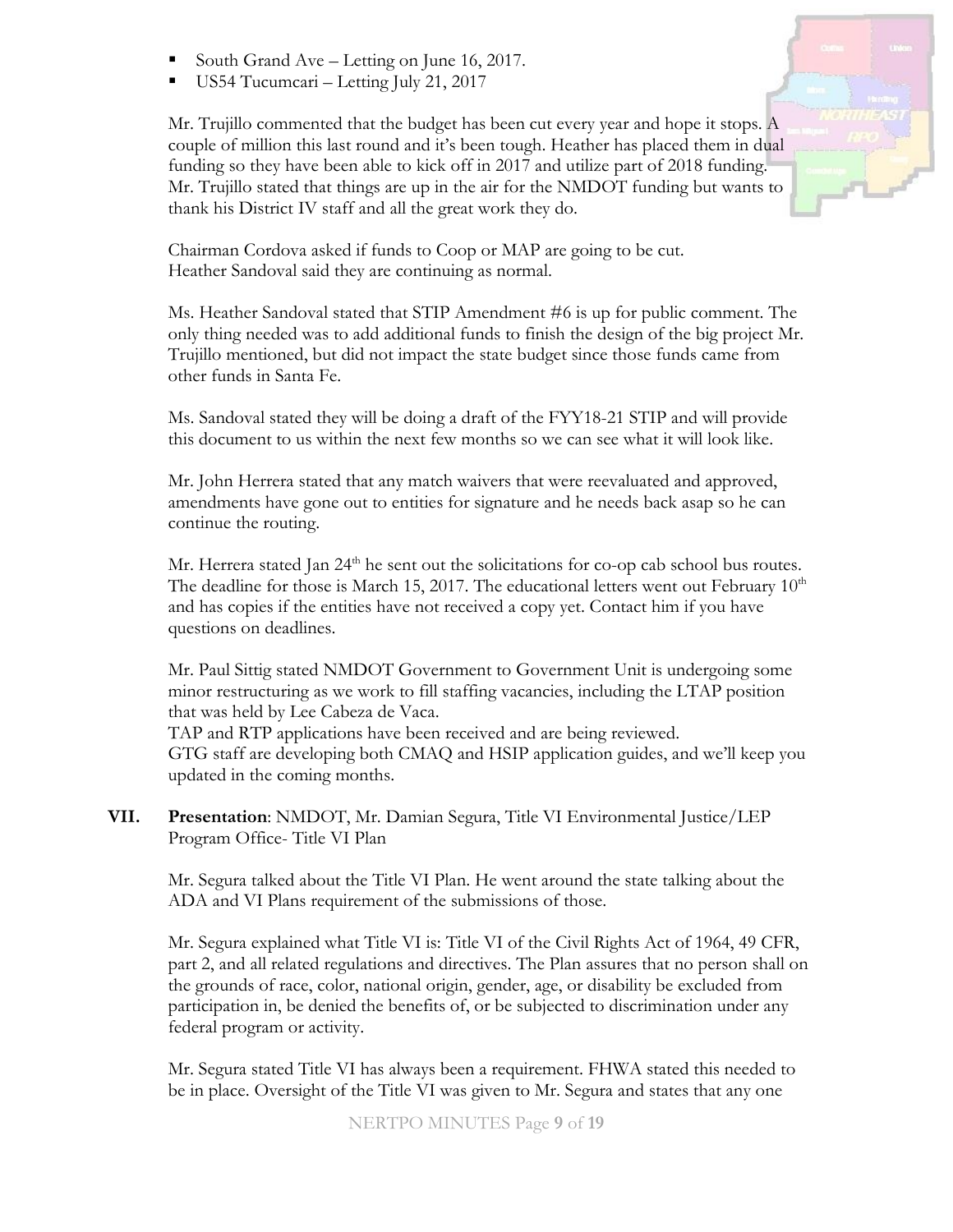- South Grand Ave – Letting on June 16, 2017.
- US54 Tucumcari – Letting July 21, 2017

Mr. Trujillo commented that the budget has been cut every year and hope it stops. A couple of million this last round and it's been tough. Heather has placed them in dual funding so they have been able to kick off in 2017 and utilize part of 2018 funding. Mr. Trujillo stated that things are up in the air for the NMDOT funding but wants to thank his District IV staff and all the great work they do.

Chairman Cordova asked if funds to Coop or MAP are going to be cut.
Heather Sandoval said they are continuing as normal.

Ms. Heather Sandoval stated that STIP Amendment #6 is up for public comment. The only thing needed was to add additional funds to finish the design of the big project Mr. Trujillo mentioned, but did not impact the state budget since those funds came from other funds in Santa Fe.

Ms. Sandoval stated they will be doing a draft of the FYY18-21 STIP and will provide this document to us within the next few months so we can see what it will look like.

Mr. John Herrera stated that any match waivers that were reevaluated and approved, amendments have gone out to entities for signature and he needs back asap so he can continue the routing.

Mr. Herrera stated Jan 24th he sent out the solicitations for co-op cab school bus routes. The deadline for those is March 15, 2017. The educational letters went out February 10th and has copies if the entities have not received a copy yet. Contact him if you have questions on deadlines.

Mr. Paul Sittig stated NMDOT Government to Government Unit is undergoing some minor restructuring as we work to fill staffing vacancies, including the LTAP position that was held by Lee Cabeza de Vaca.
TAP and RTP applications have been received and are being reviewed.
GTG staff are developing both CMAQ and HSIP application guides, and we'll keep you updated in the coming months.

**VII. Presentation**: NMDOT, Mr. Damian Segura, Title VI Environmental Justice/LEP Program Office- Title VI Plan

Mr. Segura talked about the Title VI Plan. He went around the state talking about the ADA and VI Plans requirement of the submissions of those.

Mr. Segura explained what Title VI is: Title VI of the Civil Rights Act of 1964, 49 CFR, part 2, and all related regulations and directives. The Plan assures that no person shall on the grounds of race, color, national origin, gender, age, or disability be excluded from participation in, be denied the benefits of, or be subjected to discrimination under any federal program or activity.

Mr. Segura stated Title VI has always been a requirement. FHWA stated this needed to be in place. Oversight of the Title VI was given to Mr. Segura and states that any one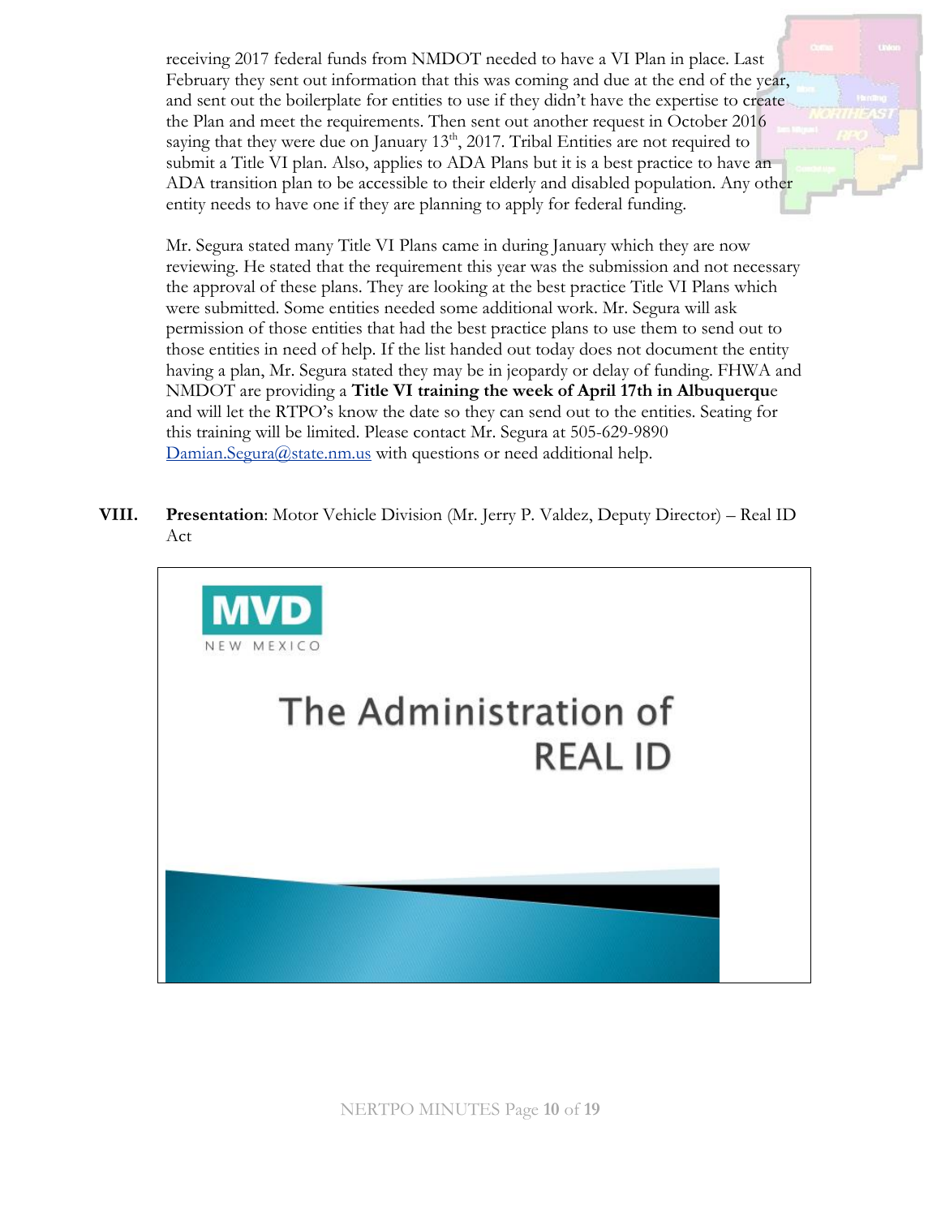receiving 2017 federal funds from NMDOT needed to have a VI Plan in place. Last February they sent out information that this was coming and due at the end of the year, and sent out the boilerplate for entities to use if they didn't have the expertise to create the Plan and meet the requirements. Then sent out another request in October 2016 saying that they were due on January 13th, 2017. Tribal Entities are not required to submit a Title VI plan. Also, applies to ADA Plans but it is a best practice to have an ADA transition plan to be accessible to their elderly and disabled population. Any other entity needs to have one if they are planning to apply for federal funding.

Mr. Segura stated many Title VI Plans came in during January which they are now reviewing. He stated that the requirement this year was the submission and not necessary the approval of these plans. They are looking at the best practice Title VI Plans which were submitted. Some entities needed some additional work. Mr. Segura will ask permission of those entities that had the best practice plans to use them to send out to those entities in need of help. If the list handed out today does not document the entity having a plan, Mr. Segura stated they may be in jeopardy or delay of funding. FHWA and NMDOT are providing a **Title VI training the week of April 17th in Albuquerque** and will let the RTPO's know the date so they can send out to the entities. Seating for this training will be limited. Please contact Mr. Segura at 505-629-9890 Damian.Segura@state.nm.us with questions or need additional help.

**VIII. Presentation**: Motor Vehicle Division (Mr. Jerry P. Valdez, Deputy Director) – Real ID Act

MVD NEW MEXICO

The Administration of REAL ID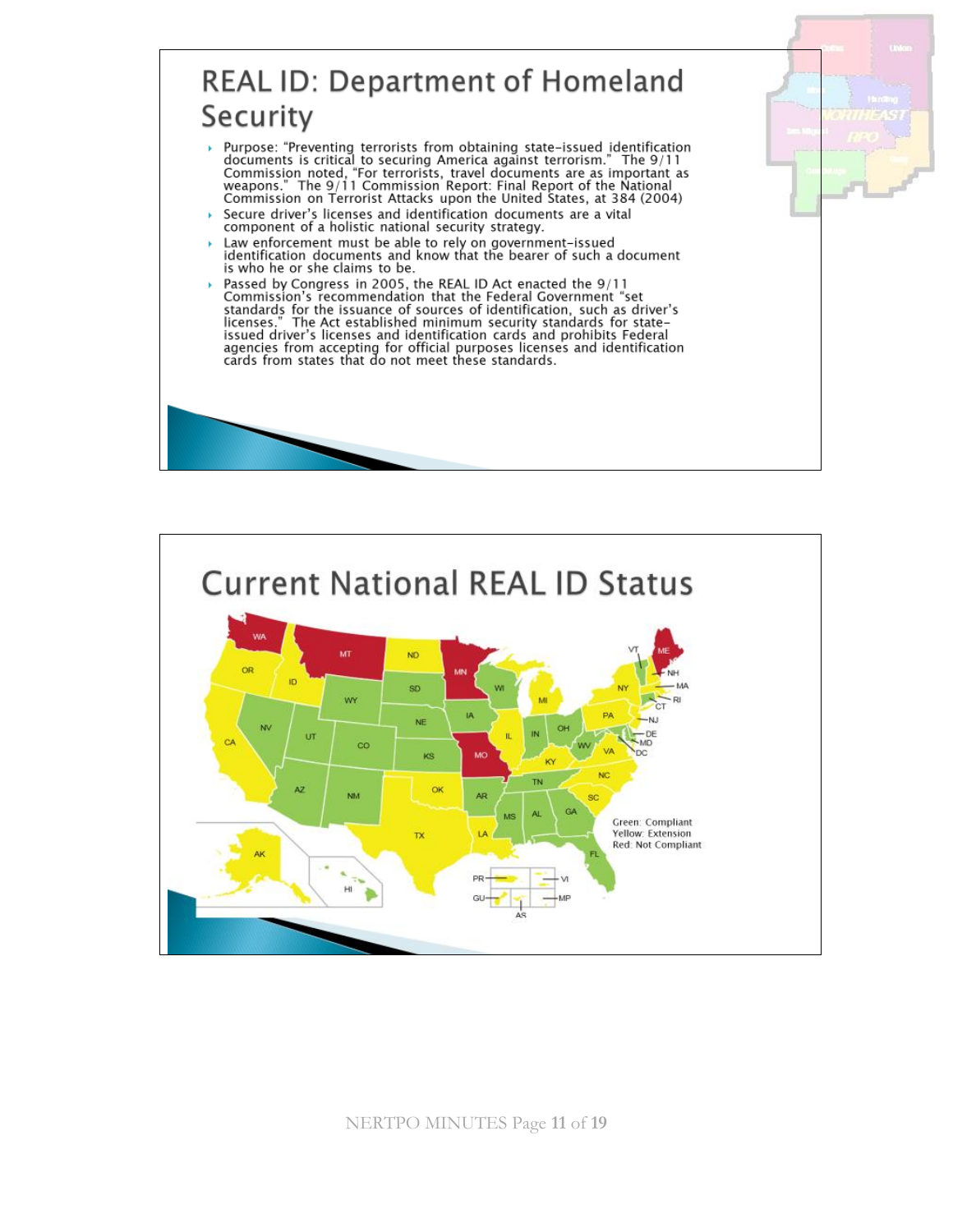## REAL ID: Department of Homeland Security

- Purpose: "Preventing terrorists from obtaining state-issued identification documents is critical to securing America against terrorism." The 9/11 Commission noted, "For terrorists, travel documents are as important as weapons." The 9/11 Commission Report: Final Report of the National Commission on Terrorist Attacks upon the United States, at 384 (2004)
- Secure driver's licenses and identification documents are a vital component of a holistic national security strategy.
- Law enforcement must be able to rely on government-issued identification documents and know that the bearer of such a document is who he or she claims to be.
- Passed by Congress in 2005, the REAL ID Act enacted the 9/11 Commission's recommendation that the Federal Government "set standards for the issuance of sources of identification, such as driver's licenses." The Act established minimum security standards for state-issued driver's licenses and identification cards and prohibits Federal agencies from accepting for official purposes licenses and identification cards from states that do not meet these standards.

## Current National REAL ID Status

Green: Compliant
Yellow: Extension
Red: Not Compliant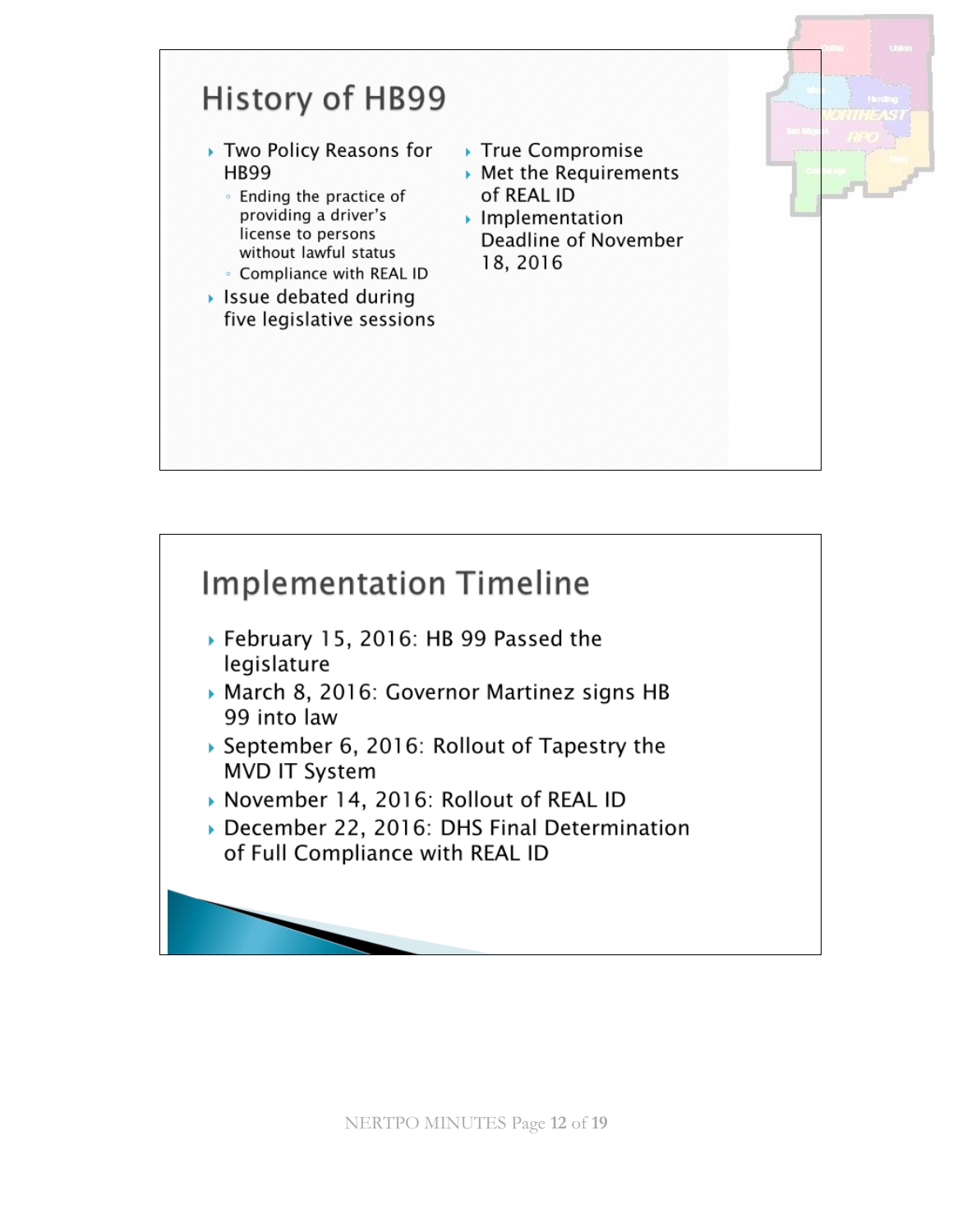## History of HB99

- Two Policy Reasons for HB99
  - Ending the practice of providing a driver's license to persons without lawful status
  - Compliance with REAL ID
- Issue debated during five legislative sessions
- True Compromise
- Met the Requirements of REAL ID
- Implementation Deadline of November 18, 2016

## Implementation Timeline

- February 15, 2016: HB 99 Passed the legislature
- March 8, 2016: Governor Martinez signs HB 99 into law
- September 6, 2016: Rollout of Tapestry the MVD IT System
- November 14, 2016: Rollout of REAL ID
- December 22, 2016: DHS Final Determination of Full Compliance with REAL ID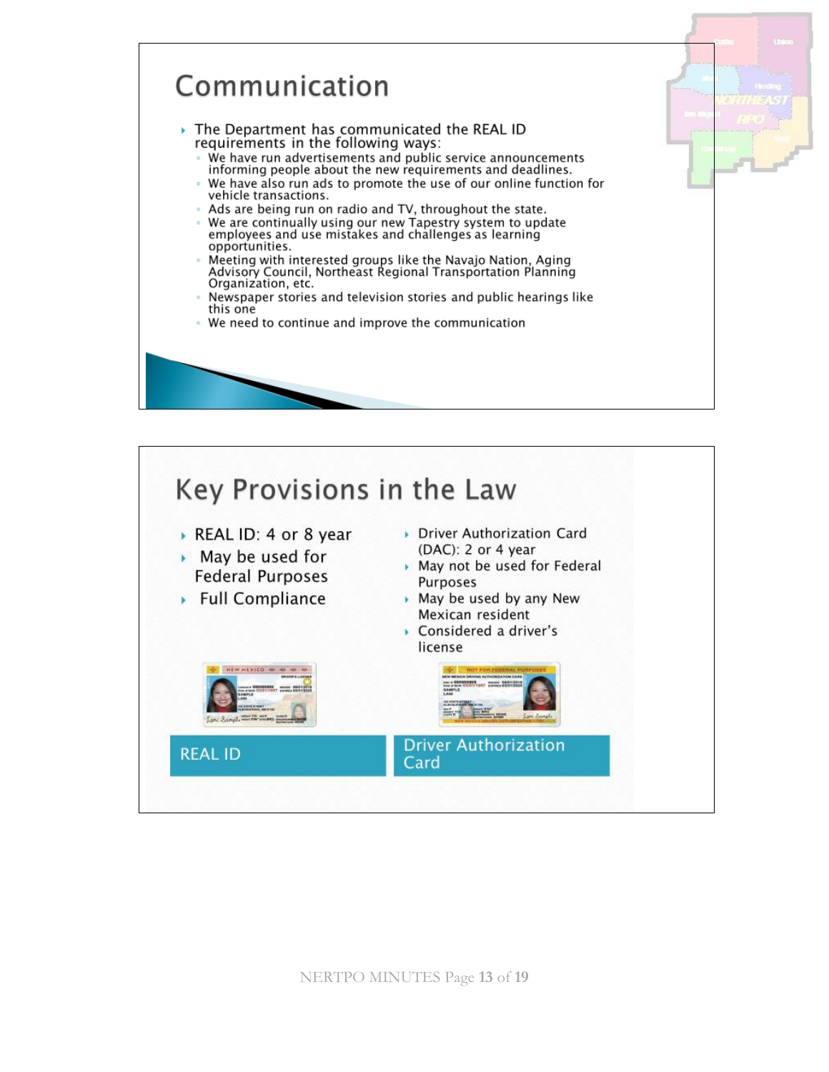## Communication

- The Department has communicated the REAL ID requirements in the following ways:
  - We have run advertisements and public service announcements informing people about the new requirements and deadlines.
  - We have also run ads to promote the use of our online function for vehicle transactions.
  - Ads are being run on radio and TV, throughout the state.
  - We are continually using our new Tapestry system to update employees and use mistakes and challenges as learning opportunities.
  - Meeting with interested groups like the Navajo Nation, Aging Advisory Council, Northeast Regional Transportation Planning Organization, etc.
  - Newspaper stories and television stories and public hearings like this one
  - We need to continue and improve the communication

## Key Provisions in the Law

**REAL ID**

- REAL ID: 4 or 8 year
- May be used for Federal Purposes
- Full Compliance

**Driver Authorization Card**

- Driver Authorization Card (DAC): 2 or 4 year
- May not be used for Federal Purposes
- May be used by any New Mexican resident
- Considered a driver's license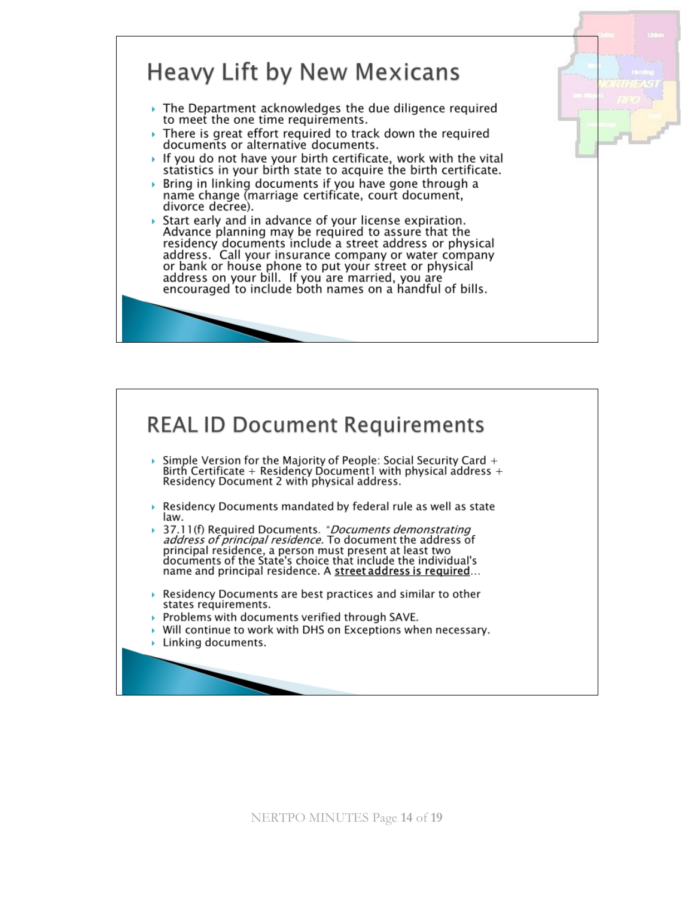## Heavy Lift by New Mexicans

- The Department acknowledges the due diligence required to meet the one time requirements.
- There is great effort required to track down the required documents or alternative documents.
- If you do not have your birth certificate, work with the vital statistics in your birth state to acquire the birth certificate.
- Bring in linking documents if you have gone through a name change (marriage certificate, court document, divorce decree).
- Start early and in advance of your license expiration. Advance planning may be required to assure that the residency documents include a street address or physical address. Call your insurance company or water company or bank or house phone to put your street or physical address on your bill. If you are married, you are encouraged to include both names on a handful of bills.

## REAL ID Document Requirements

- Simple Version for the Majority of People: Social Security Card + Birth Certificate + Residency Document1 with physical address + Residency Document 2 with physical address.
- Residency Documents mandated by federal rule as well as state law.
- 37.11(f) Required Documents. "*Documents demonstrating address of principal residence.* To document the address of principal residence, a person must present at least two documents of the State's choice that include the individual's name and principal residence. A **street address is required**...
- Residency Documents are best practices and similar to other states requirements.
- Problems with documents verified through SAVE.
- Will continue to work with DHS on Exceptions when necessary.
- Linking documents.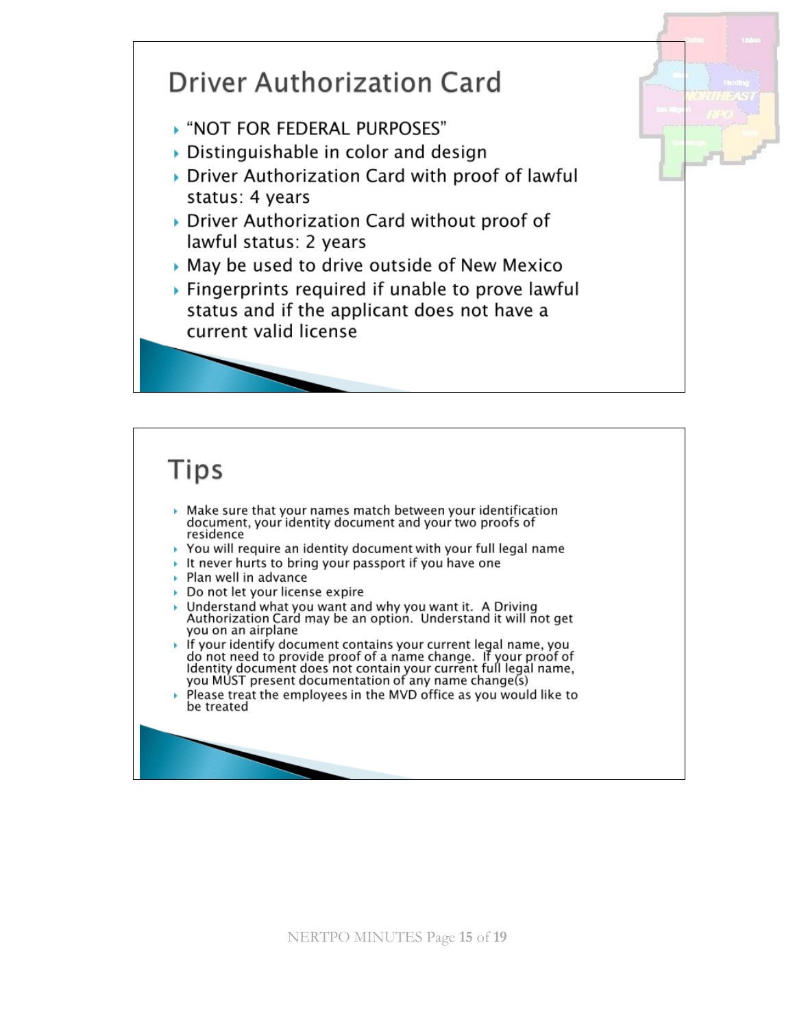## Driver Authorization Card

- "NOT FOR FEDERAL PURPOSES"
- Distinguishable in color and design
- Driver Authorization Card with proof of lawful status: 4 years
- Driver Authorization Card without proof of lawful status: 2 years
- May be used to drive outside of New Mexico
- Fingerprints required if unable to prove lawful status and if the applicant does not have a current valid license

## Tips

- Make sure that your names match between your identification document, your identity document and your two proofs of residence
- You will require an identity document with your full legal name
- It never hurts to bring your passport if you have one
- Plan well in advance
- Do not let your license expire
- Understand what you want and why you want it. A Driving Authorization Card may be an option. Understand it will not get you on an airplane
- If your identify document contains your current legal name, you do not need to provide proof of a name change. If your proof of Identity document does not contain your current full legal name, you MUST present documentation of any name change(s)
- Please treat the employees in the MVD office as you would like to be treated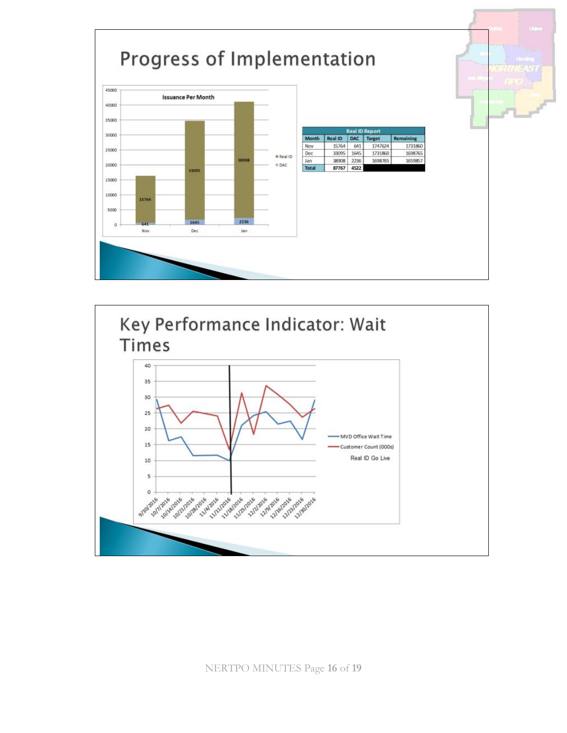# Progress of Implementation

**Issuance Per Month**

| Month | Real ID | DAC |
|---|---|---|
| Nov | 15764 | 641 |
| Dec | 33095 | 1645 |
| Jan | 38908 | 2236 |

| Real ID Report | | | | |
|---|---|---|---|---|
| Month | Real ID | DAC | Target | Remaining |
| Nov | 15764 | 641 | 1747624 | 1731860 |
| Dec | 33095 | 1645 | 1731860 | 1698765 |
| Jan | 38908 | 2236 | 1698765 | 1659857 |
| Total | 87767 | 4522 | | |

# Key Performance Indicator: Wait Times

- MVD Office Wait Time
- Customer Count (000s)
- Real ID Go Live

Dates: 9/30/2016, 10/7/2016, 10/14/2016, 10/21/2016, 10/28/2016, 11/4/2016, 11/11/2016, 11/18/2016, 11/25/2016, 12/2/2016, 12/9/2016, 12/16/2016, 12/23/2016, 12/30/2016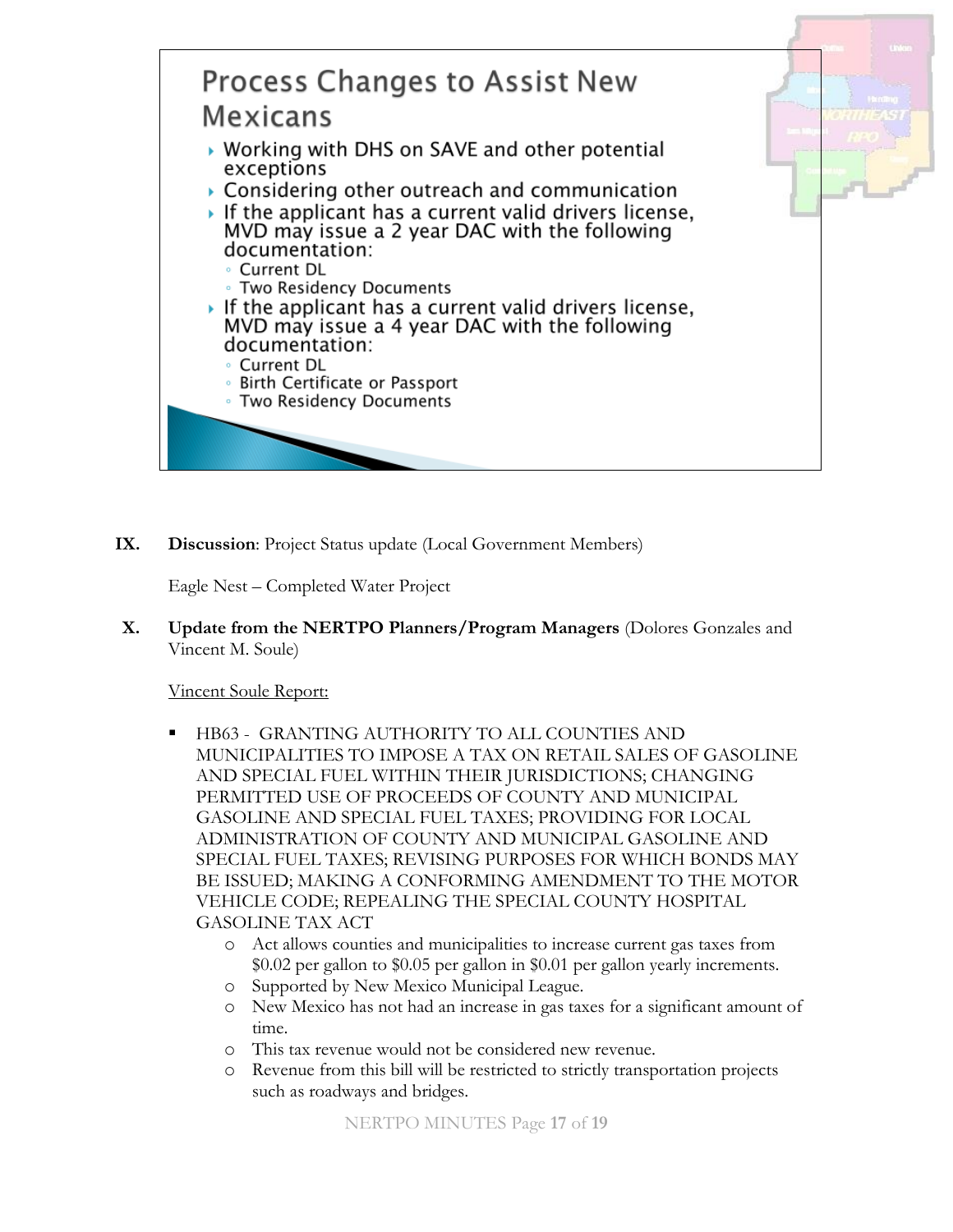**Process Changes to Assist New Mexicans**

- Working with DHS on SAVE and other potential exceptions
- Considering other outreach and communication
- If the applicant has a current valid drivers license, MVD may issue a 2 year DAC with the following documentation:
  - Current DL
  - Two Residency Documents
- If the applicant has a current valid drivers license, MVD may issue a 4 year DAC with the following documentation:
  - Current DL
  - Birth Certificate or Passport
  - Two Residency Documents

**IX. Discussion**: Project Status update (Local Government Members)

Eagle Nest – Completed Water Project

**X. Update from the NERTPO Planners/Program Managers** (Dolores Gonzales and Vincent M. Soule)

Vincent Soule Report:

- HB63 - GRANTING AUTHORITY TO ALL COUNTIES AND MUNICIPALITIES TO IMPOSE A TAX ON RETAIL SALES OF GASOLINE AND SPECIAL FUEL WITHIN THEIR JURISDICTIONS; CHANGING PERMITTED USE OF PROCEEDS OF COUNTY AND MUNICIPAL GASOLINE AND SPECIAL FUEL TAXES; PROVIDING FOR LOCAL ADMINISTRATION OF COUNTY AND MUNICIPAL GASOLINE AND SPECIAL FUEL TAXES; REVISING PURPOSES FOR WHICH BONDS MAY BE ISSUED; MAKING A CONFORMING AMENDMENT TO THE MOTOR VEHICLE CODE; REPEALING THE SPECIAL COUNTY HOSPITAL GASOLINE TAX ACT
  - Act allows counties and municipalities to increase current gas taxes from $0.02 per gallon to $0.05 per gallon in $0.01 per gallon yearly increments.
  - Supported by New Mexico Municipal League.
  - New Mexico has not had an increase in gas taxes for a significant amount of time.
  - This tax revenue would not be considered new revenue.
  - Revenue from this bill will be restricted to strictly transportation projects such as roadways and bridges.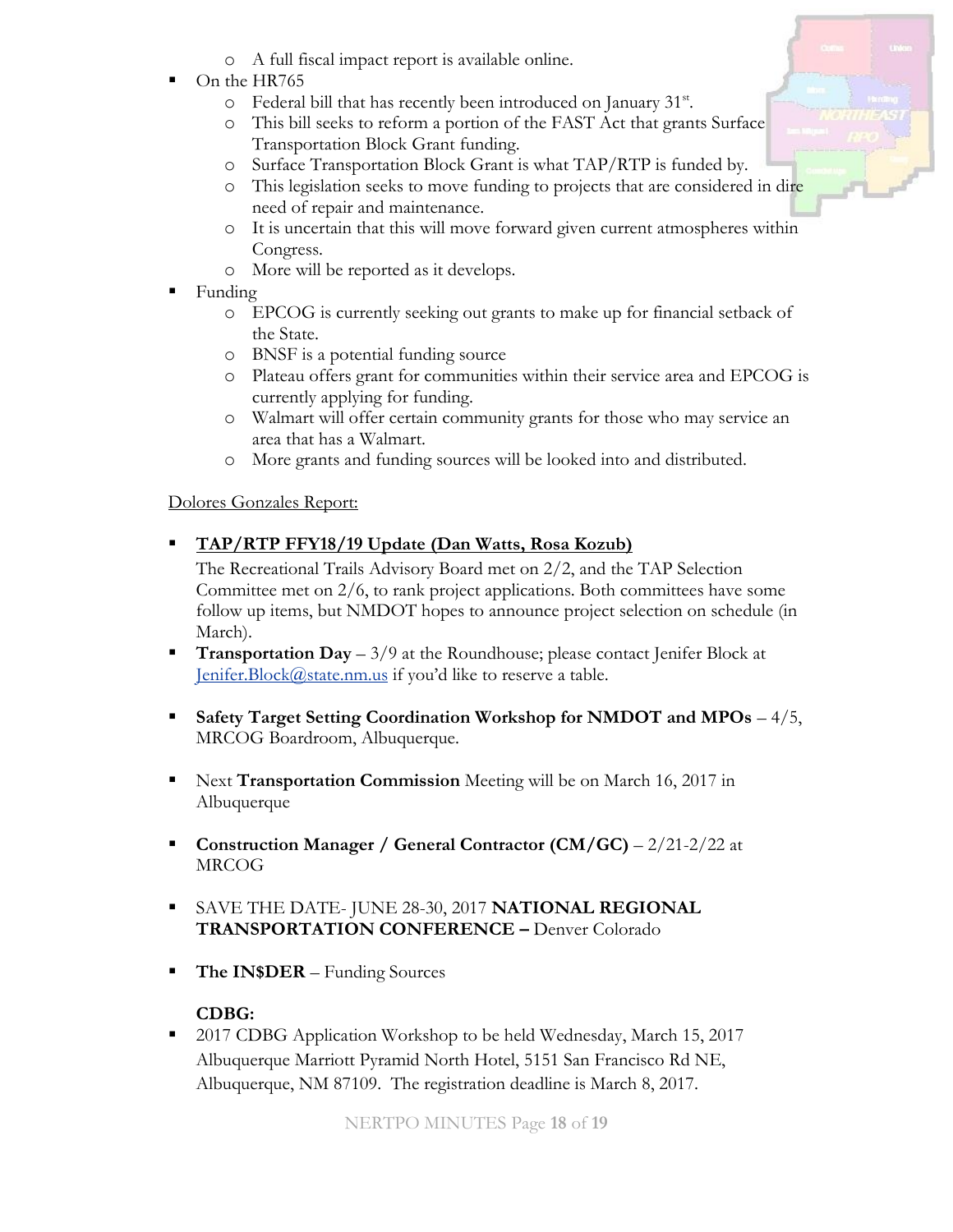- A full fiscal impact report is available online.
- On the HR765
    - Federal bill that has recently been introduced on January 31st.
    - This bill seeks to reform a portion of the FAST Act that grants Surface Transportation Block Grant funding.
    - Surface Transportation Block Grant is what TAP/RTP is funded by.
    - This legislation seeks to move funding to projects that are considered in dire need of repair and maintenance.
    - It is uncertain that this will move forward given current atmospheres within Congress.
    - More will be reported as it develops.
- Funding
    - EPCOG is currently seeking out grants to make up for financial setback of the State.
    - BNSF is a potential funding source
    - Plateau offers grant for communities within their service area and EPCOG is currently applying for funding.
    - Walmart will offer certain community grants for those who may service an area that has a Walmart.
    - More grants and funding sources will be looked into and distributed.

<u>Dolores Gonzales Report:</u>

- **<u>TAP/RTP FFY18/19 Update (Dan Watts, Rosa Kozub)</u>**
  The Recreational Trails Advisory Board met on 2/2, and the TAP Selection Committee met on 2/6, to rank project applications. Both committees have some follow up items, but NMDOT hopes to announce project selection on schedule (in March).
- **Transportation Day** – 3/9 at the Roundhouse; please contact Jenifer Block at [Jenifer.Block@state.nm.us](mailto:Jenifer.Block@state.nm.us) if you'd like to reserve a table.

- **Safety Target Setting Coordination Workshop for NMDOT and MPOs** – 4/5, MRCOG Boardroom, Albuquerque.

- Next **Transportation Commission** Meeting will be on March 16, 2017 in Albuquerque

- **Construction Manager / General Contractor (CM/GC)** – 2/21-2/22 at MRCOG

- SAVE THE DATE- JUNE 28-30, 2017 **NATIONAL REGIONAL TRANSPORTATION CONFERENCE –** Denver Colorado

- **The IN$DER** – Funding Sources

  **CDBG:**
- 2017 CDBG Application Workshop to be held Wednesday, March 15, 2017 Albuquerque Marriott Pyramid North Hotel, 5151 San Francisco Rd NE, Albuquerque, NM 87109. The registration deadline is March 8, 2017.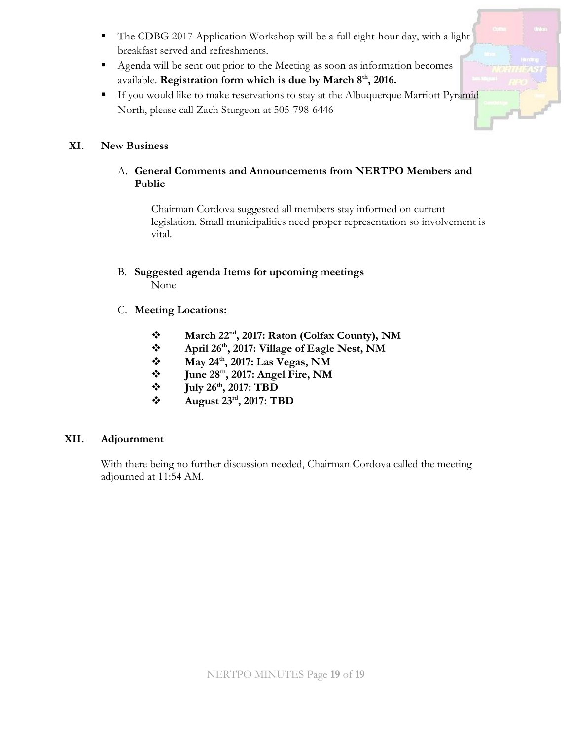- The CDBG 2017 Application Workshop will be a full eight-hour day, with a light breakfast served and refreshments.
- Agenda will be sent out prior to the Meeting as soon as information becomes available. **Registration form which is due by March 8th, 2016.**
- If you would like to make reservations to stay at the Albuquerque Marriott Pyramid North, please call Zach Sturgeon at 505-798-6446

## XI. New Business

### A. General Comments and Announcements from NERTPO Members and Public

Chairman Cordova suggested all members stay informed on current legislation. Small municipalities need proper representation so involvement is vital.

### B. Suggested agenda Items for upcoming meetings

None

### C. Meeting Locations:

- **March 22nd, 2017: Raton (Colfax County), NM**
- **April 26th, 2017: Village of Eagle Nest, NM**
- **May 24th, 2017: Las Vegas, NM**
- **June 28th, 2017: Angel Fire, NM**
- **July 26th, 2017: TBD**
- **August 23rd, 2017: TBD**

## XII. Adjournment

With there being no further discussion needed, Chairman Cordova called the meeting adjourned at 11:54 AM.